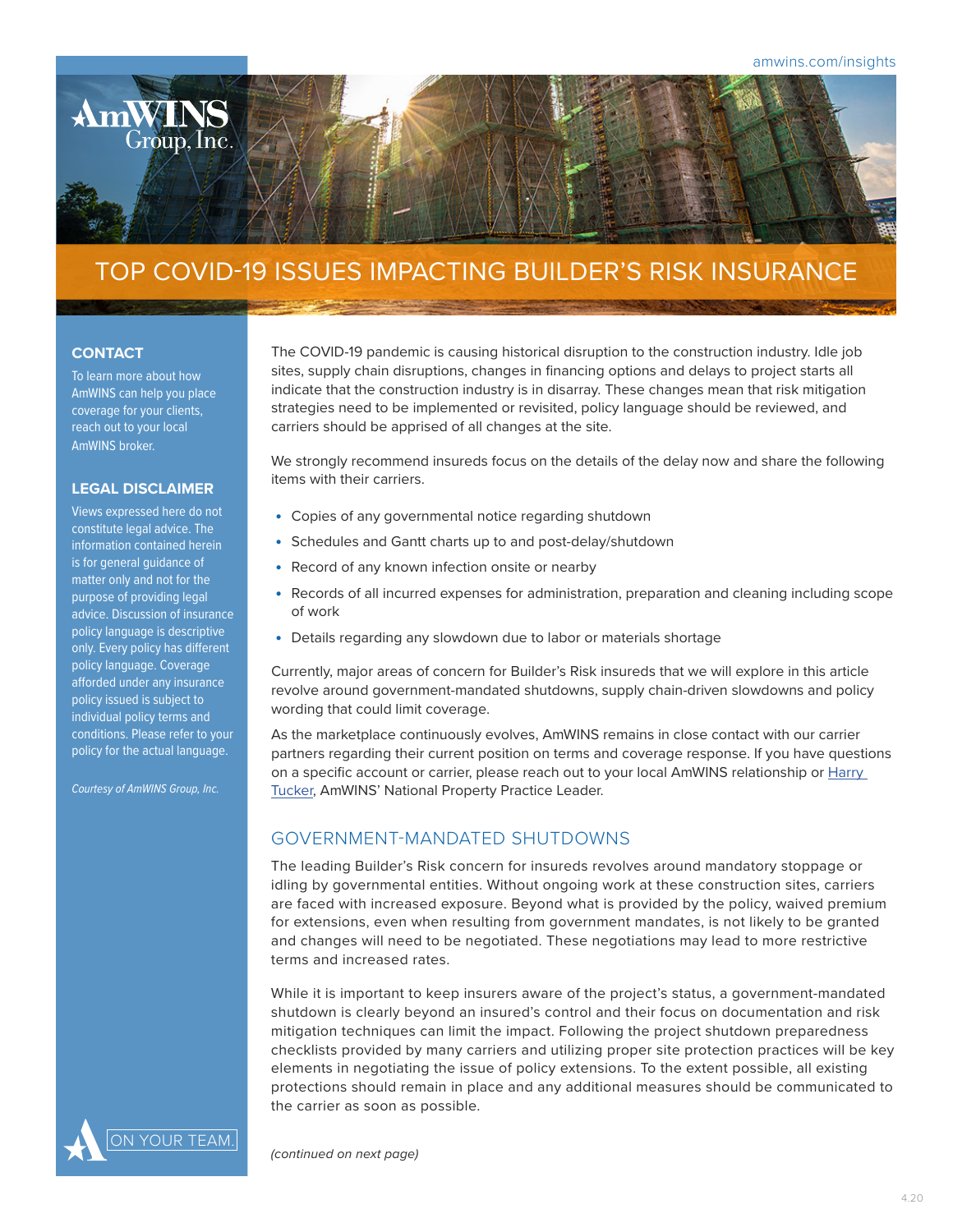# TOP COVID-19 ISSUES IMPACTING BUILDER'S RISK INSURANCE

The COVID-19 pandemic is causing historical disruption to the construction industry. Idle job sites, supply chain disruptions, changes in financing options and delays to project starts all indicate that the construction industry is in disarray. These changes mean that risk mitigation strategies need to be implemented or revisited, policy language should be reviewed, and carriers should be apprised of all changes at the site.

We strongly recommend insureds focus on the details of the delay now and share the following items with their carriers.

- Copies of any governmental notice regarding shutdown
- Schedules and Gantt charts up to and post-delay/shutdown
- Record of any known infection onsite or nearby
- Records of all incurred expenses for administration, preparation and cleaning including scope of work
- Details regarding any slowdown due to labor or materials shortage

Currently, major areas of concern for Builder's Risk insureds that we will explore in this article revolve around government-mandated shutdowns, supply chain-driven slowdowns and policy wording that could limit coverage.

As the marketplace continuously evolves, AmWINS remains in close contact with our carrier partners regarding their current position on terms and coverage response. If you have questions on a specific account or carrier, please reach out to your local AmWINS relationship or Harry Tucker, AmWINS' National Property Practice Leader.

## GOVERNMENT-MANDATED SHUTDOWNS

The leading Builder's Risk concern for insureds revolves around mandatory stoppage or idling by governmental entities. Without ongoing work at these construction sites, carriers are faced with increased exposure. Beyond what is provided by the policy, waived premium for extensions, even when resulting from government mandates, is not likely to be granted and changes will need to be negotiated. These negotiations may lead to more restrictive terms and increased rates.

While it is important to keep insurers aware of the project's status, a government-mandated shutdown is clearly beyond an insured's control and their focus on documentation and risk mitigation techniques can limit the impact. Following the project shutdown preparedness checklists provided by many carriers and utilizing proper site protection practices will be key elements in negotiating the issue of policy extensions. To the extent possible, all existing protections should remain in place and any additional measures should be communicated to the carrier as soon as possible.

*(continued on next page)*

### CONTACT

To learn more about how AmWINS can help you place coverage for your clients, reach out to your local AmWINS broker.

### LEGAL DISCLAIMER

Views expressed here do not constitute legal advice. The information contained herein is for general guidance of matter only and not for the purpose of providing legal advice. Discussion of insurance policy language is descriptive only. Every policy has different policy language. Coverage afforded under any insurance policy issued is subject to individual policy terms and conditions. Please refer to your policy for the actual language.

*Courtesy of AmWINS Group, Inc.*

ON YOUR TEAM.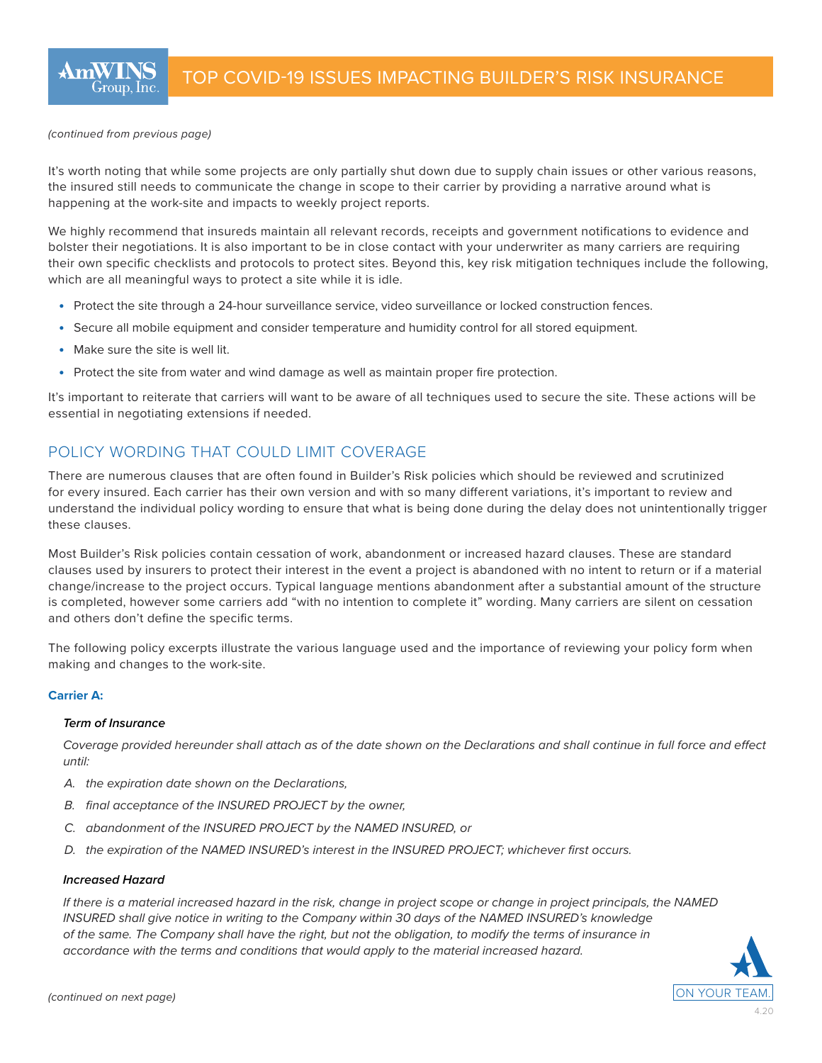*(continued from previous page)*

It's worth noting that while some projects are only partially shut down due to supply chain issues or other various reasons, the insured still needs to communicate the change in scope to their carrier by providing a narrative around what is happening at the work-site and impacts to weekly project reports.

We highly recommend that insureds maintain all relevant records, receipts and government notifications to evidence and bolster their negotiations. It is also important to be in close contact with your underwriter as many carriers are requiring their own specific checklists and protocols to protect sites. Beyond this, key risk mitigation techniques include the following, which are all meaningful ways to protect a site while it is idle.

- Protect the site through a 24-hour surveillance service, video surveillance or locked construction fences.
- Secure all mobile equipment and consider temperature and humidity control for all stored equipment.
- Make sure the site is well lit.
- Protect the site from water and wind damage as well as maintain proper fire protection.

It's important to reiterate that carriers will want to be aware of all techniques used to secure the site. These actions will be essential in negotiating extensions if needed.

## POLICY WORDING THAT COULD LIMIT COVERAGE

There are numerous clauses that are often found in Builder's Risk policies which should be reviewed and scrutinized for every insured. Each carrier has their own version and with so many different variations, it's important to review and understand the individual policy wording to ensure that what is being done during the delay does not unintentionally trigger these clauses.

Most Builder's Risk policies contain cessation of work, abandonment or increased hazard clauses. These are standard clauses used by insurers to protect their interest in the event a project is abandoned with no intent to return or if a material change/increase to the project occurs. Typical language mentions abandonment after a substantial amount of the structure is completed, however some carriers add "with no intention to complete it" wording. Many carriers are silent on cessation and others don't define the specific terms.

The following policy excerpts illustrate the various language used and the importance of reviewing your policy form when making and changes to the work-site.

**Carrier A:**

***Term of Insurance***

*Coverage provided hereunder shall attach as of the date shown on the Declarations and shall continue in full force and effect until:*

*A. the expiration date shown on the Declarations,*

*B. final acceptance of the INSURED PROJECT by the owner,*

*C. abandonment of the INSURED PROJECT by the NAMED INSURED, or*

*D. the expiration of the NAMED INSURED's interest in the INSURED PROJECT; whichever first occurs.*

***Increased Hazard***

*If there is a material increased hazard in the risk, change in project scope or change in project principals, the NAMED INSURED shall give notice in writing to the Company within 30 days of the NAMED INSURED's knowledge of the same. The Company shall have the right, but not the obligation, to modify the terms of insurance in accordance with the terms and conditions that would apply to the material increased hazard.*

*(continued on next page)*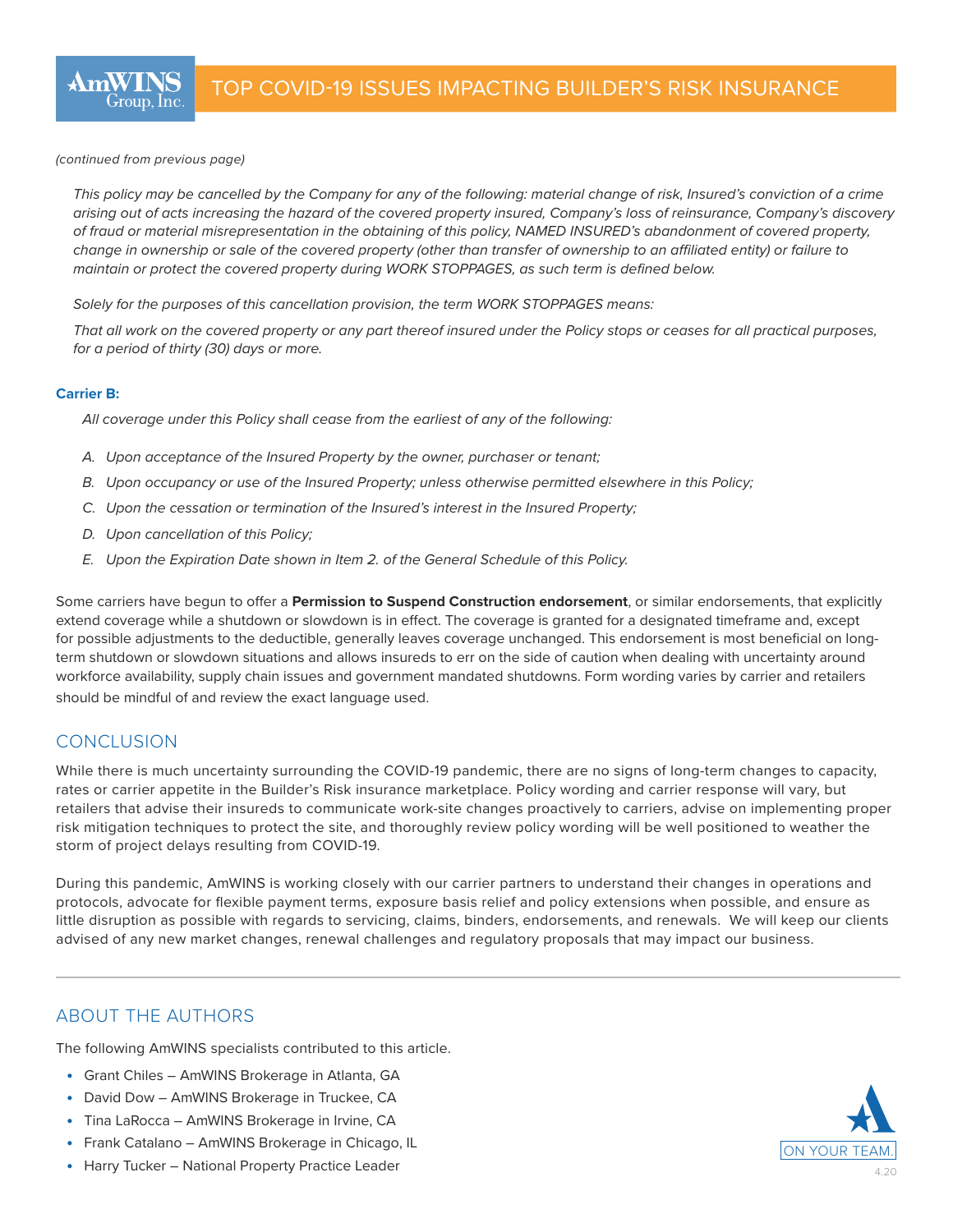*(continued from previous page)*

*This policy may be cancelled by the Company for any of the following: material change of risk, Insured's conviction of a crime arising out of acts increasing the hazard of the covered property insured, Company's loss of reinsurance, Company's discovery of fraud or material misrepresentation in the obtaining of this policy, NAMED INSURED's abandonment of covered property, change in ownership or sale of the covered property (other than transfer of ownership to an affiliated entity) or failure to maintain or protect the covered property during WORK STOPPAGES, as such term is defined below.*

*Solely for the purposes of this cancellation provision, the term WORK STOPPAGES means:*

*That all work on the covered property or any part thereof insured under the Policy stops or ceases for all practical purposes, for a period of thirty (30) days or more.*

**Carrier B:**

*All coverage under this Policy shall cease from the earliest of any of the following:*

- *A. Upon acceptance of the Insured Property by the owner, purchaser or tenant;*
- *B. Upon occupancy or use of the Insured Property; unless otherwise permitted elsewhere in this Policy;*
- *C. Upon the cessation or termination of the Insured's interest in the Insured Property;*
- *D. Upon cancellation of this Policy;*
- *E. Upon the Expiration Date shown in Item 2. of the General Schedule of this Policy.*

Some carriers have begun to offer a **Permission to Suspend Construction endorsement**, or similar endorsements, that explicitly extend coverage while a shutdown or slowdown is in effect. The coverage is granted for a designated timeframe and, except for possible adjustments to the deductible, generally leaves coverage unchanged. This endorsement is most beneficial on long-term shutdown or slowdown situations and allows insureds to err on the side of caution when dealing with uncertainty around workforce availability, supply chain issues and government mandated shutdowns. Form wording varies by carrier and retailers should be mindful of and review the exact language used.

## CONCLUSION

While there is much uncertainty surrounding the COVID-19 pandemic, there are no signs of long-term changes to capacity, rates or carrier appetite in the Builder's Risk insurance marketplace. Policy wording and carrier response will vary, but retailers that advise their insureds to communicate work-site changes proactively to carriers, advise on implementing proper risk mitigation techniques to protect the site, and thoroughly review policy wording will be well positioned to weather the storm of project delays resulting from COVID-19.

During this pandemic, AmWINS is working closely with our carrier partners to understand their changes in operations and protocols, advocate for flexible payment terms, exposure basis relief and policy extensions when possible, and ensure as little disruption as possible with regards to servicing, claims, binders, endorsements, and renewals. We will keep our clients advised of any new market changes, renewal challenges and regulatory proposals that may impact our business.

---

## ABOUT THE AUTHORS

The following AmWINS specialists contributed to this article.

- Grant Chiles – AmWINS Brokerage in Atlanta, GA
- David Dow – AmWINS Brokerage in Truckee, CA
- Tina LaRocca – AmWINS Brokerage in Irvine, CA
- Frank Catalano – AmWINS Brokerage in Chicago, IL
- Harry Tucker – National Property Practice Leader

ON YOUR TEAM.